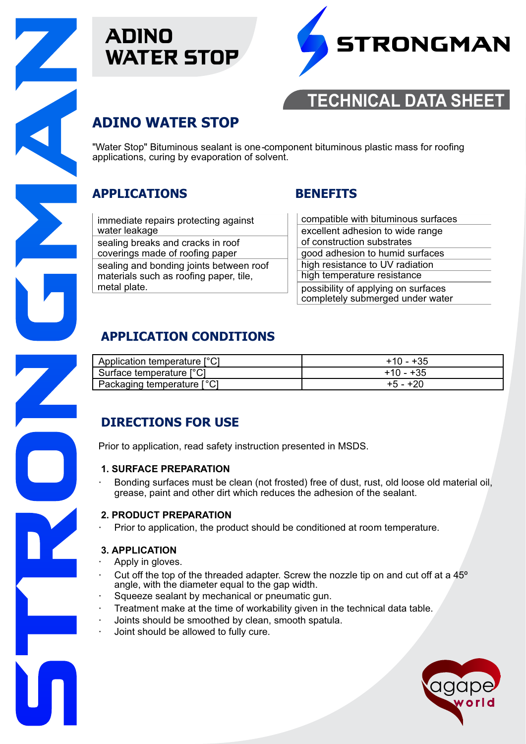# ADINO WATER STOP

STRONGMAN

TECHNICAL DATA SHEET

## ADINO WATER STOP

"Water Stop" Bituminous sealant is one-component bituminous plastic mass for roofing applications, curing by evaporation of solvent.

## APPLICATIONS

| |
|---|
| immediate repairs protecting against water leakage |
| sealing breaks and cracks in roof coverings made of roofing paper |
| sealing and bonding joints between roof materials such as roofing paper, tile, metal plate. |

## BENEFITS

| |
|---|
| compatible with bituminous surfaces |
| excellent adhesion to wide range of construction substrates |
| good adhesion to humid surfaces |
| high resistance to UV radiation |
| high temperature resistance |
| possibility of applying on surfaces completely submerged under water |

## APPLICATION CONDITIONS

| | |
|---|---|
| Application temperature [°C] | +10 - +35 |
| Surface temperature [°C] | +10 - +35 |
| Packaging temperature [°C] | +5 - +20 |

## DIRECTIONS FOR USE

Prior to application, read safety instruction presented in MSDS.

### 1. SURFACE PREPARATION

- Bonding surfaces must be clean (not frosted) free of dust, rust, old loose old material oil, grease, paint and other dirt which reduces the adhesion of the sealant.

### 2. PRODUCT PREPARATION

- Prior to application, the product should be conditioned at room temperature.

### 3. APPLICATION

- Apply in gloves.
- Cut off the top of the threaded adapter. Screw the nozzle tip on and cut off at a 45º angle, with the diameter equal to the gap width.
- Squeeze sealant by mechanical or pneumatic gun.
- Treatment make at the time of workability given in the technical data table.
- Joints should be smoothed by clean, smooth spatula.
- Joint should be allowed to fully cure.

agape world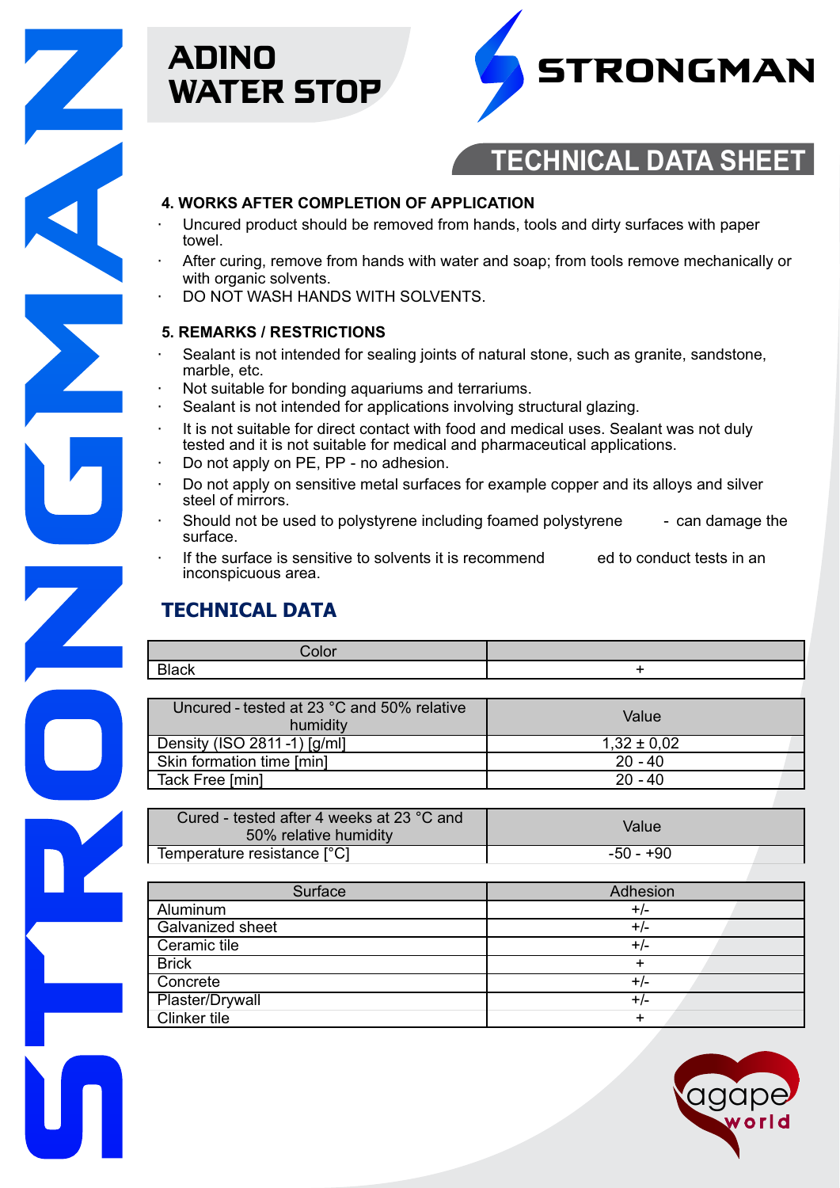# ADINO WATER STOP

STRONGMAN

TECHNICAL DATA SHEET

### 4. WORKS AFTER COMPLETION OF APPLICATION

- Uncured product should be removed from hands, tools and dirty surfaces with paper towel.
- After curing, remove from hands with water and soap; from tools remove mechanically or with organic solvents.
- DO NOT WASH HANDS WITH SOLVENTS.

### 5. REMARKS / RESTRICTIONS

- Sealant is not intended for sealing joints of natural stone, such as granite, sandstone, marble, etc.
- Not suitable for bonding aquariums and terrariums.
- Sealant is not intended for applications involving structural glazing.
- It is not suitable for direct contact with food and medical uses. Sealant was not duly tested and it is not suitable for medical and pharmaceutical applications.
- Do not apply on PE, PP - no adhesion.
- Do not apply on sensitive metal surfaces for example copper and its alloys and silver steel of mirrors.
- Should not be used to polystyrene including foamed polystyrene - can damage the surface.
- If the surface is sensitive to solvents it is recommended to conduct tests in an inconspicuous area.

## TECHNICAL DATA

| Color | |
|---|---|
| Black | + |

| Uncured - tested at 23 °C and 50% relative humidity | Value |
|---|---|
| Density (ISO 2811 -1) [g/ml] | 1,32 ± 0,02 |
| Skin formation time [min] | 20 - 40 |
| Tack Free [min] | 20 - 40 |

| Cured - tested after 4 weeks at 23 °C and 50% relative humidity | Value |
|---|---|
| Temperature resistance [°C] | -50 - +90 |

| Surface | Adhesion |
|---|---|
| Aluminum | +/- |
| Galvanized sheet | +/- |
| Ceramic tile | +/- |
| Brick | + |
| Concrete | +/- |
| Plaster/Drywall | +/- |
| Clinker tile | + |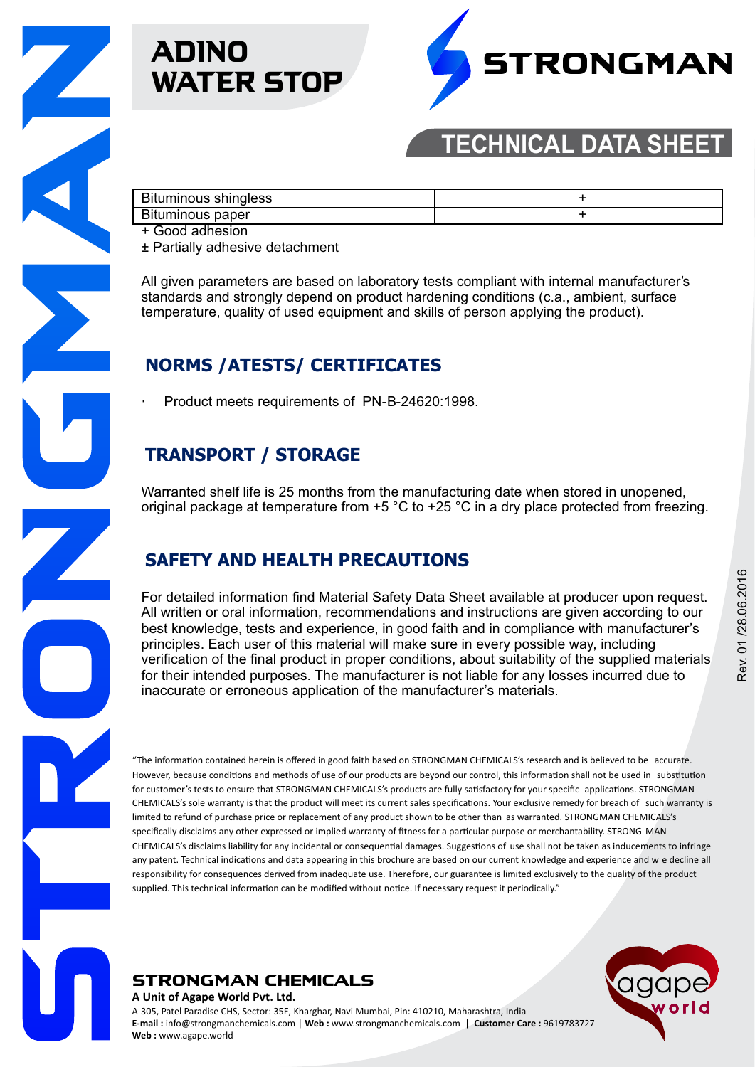| | |
|---|---|
| Bituminous shingless | + |
| Bituminous paper | + |

+ Good adhesion

± Partially adhesive detachment

All given parameters are based on laboratory tests compliant with internal manufacturer's standards and strongly depend on product hardening conditions (c.a., ambient, surface temperature, quality of used equipment and skills of person applying the product).

## NORMS /ATESTS/ CERTIFICATES

- Product meets requirements of PN-B-24620:1998.

## TRANSPORT / STORAGE

Warranted shelf life is 25 months from the manufacturing date when stored in unopened, original package at temperature from +5 °C to +25 °C in a dry place protected from freezing.

## SAFETY AND HEALTH PRECAUTIONS

For detailed information find Material Safety Data Sheet available at producer upon request. All written or oral information, recommendations and instructions are given according to our best knowledge, tests and experience, in good faith and in compliance with manufacturer's principles. Each user of this material will make sure in every possible way, including verification of the final product in proper conditions, about suitability of the supplied materials for their intended purposes. The manufacturer is not liable for any losses incurred due to inaccurate or erroneous application of the manufacturer's materials.

"The information contained herein is offered in good faith based on STRONGMAN CHEMICALS's research and is believed to be accurate. However, because conditions and methods of use of our products are beyond our control, this information shall not be used in substitution for customer's tests to ensure that STRONGMAN CHEMICALS's products are fully satisfactory for your specific applications. STRONGMAN CHEMICALS's sole warranty is that the product will meet its current sales specifications. Your exclusive remedy for breach of such warranty is limited to refund of purchase price or replacement of any product shown to be other than as warranted. STRONGMAN CHEMICALS's specifically disclaims any other expressed or implied warranty of fitness for a particular purpose or merchantability. STRONG MAN CHEMICALS's disclaims liability for any incidental or consequential damages. Suggestions of use shall not be taken as inducements to infringe any patent. Technical indications and data appearing in this brochure are based on our current knowledge and experience and w e decline all responsibility for consequences derived from inadequate use. Therefore, our guarantee is limited exclusively to the quality of the product supplied. This technical information can be modified without notice. If necessary request it periodically."

**STRONGMAN CHEMICALS**

**A Unit of Agape World Pvt. Ltd.**

A-305, Patel Paradise CHS, Sector: 35E, Kharghar, Navi Mumbai, Pin: 410210, Maharashtra, India

**E-mail :** info@strongmanchemicals.com | **Web :** www.strongmanchemicals.com | **Customer Care :** 9619783727

**Web :** www.agape.world